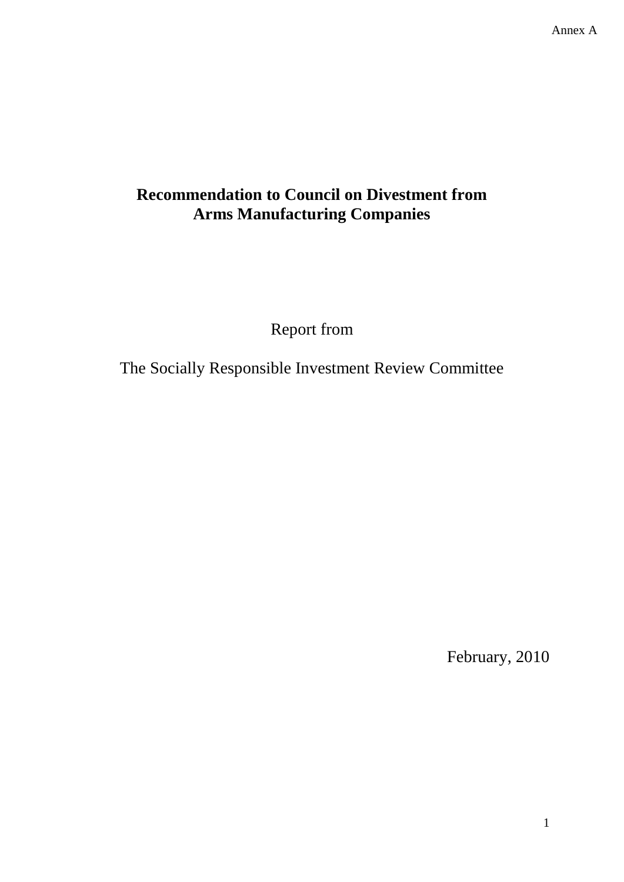Annex A

# Recommendation to Council on Divestment from Arms Manufacturing Companies

Report from

The Socially Responsible Investment Review Committee

February, 2010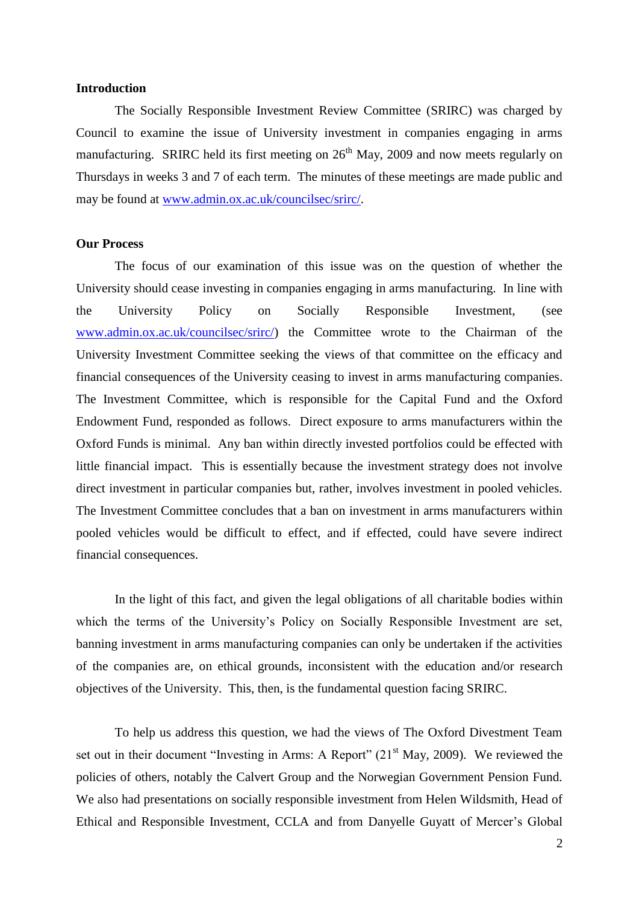**Introduction**

The Socially Responsible Investment Review Committee (SRIRC) was charged by Council to examine the issue of University investment in companies engaging in arms manufacturing. SRIRC held its first meeting on 26th May, 2009 and now meets regularly on Thursdays in weeks 3 and 7 of each term. The minutes of these meetings are made public and may be found at [www.admin.ox.ac.uk/councilsec/srirc/](www.admin.ox.ac.uk/councilsec/srirc/).

**Our Process**

The focus of our examination of this issue was on the question of whether the University should cease investing in companies engaging in arms manufacturing. In line with the University Policy on Socially Responsible Investment, (see [www.admin.ox.ac.uk/councilsec/srirc/](www.admin.ox.ac.uk/councilsec/srirc/)) the Committee wrote to the Chairman of the University Investment Committee seeking the views of that committee on the efficacy and financial consequences of the University ceasing to invest in arms manufacturing companies. The Investment Committee, which is responsible for the Capital Fund and the Oxford Endowment Fund, responded as follows. Direct exposure to arms manufacturers within the Oxford Funds is minimal. Any ban within directly invested portfolios could be effected with little financial impact. This is essentially because the investment strategy does not involve direct investment in particular companies but, rather, involves investment in pooled vehicles. The Investment Committee concludes that a ban on investment in arms manufacturers within pooled vehicles would be difficult to effect, and if effected, could have severe indirect financial consequences.

In the light of this fact, and given the legal obligations of all charitable bodies within which the terms of the University's Policy on Socially Responsible Investment are set, banning investment in arms manufacturing companies can only be undertaken if the activities of the companies are, on ethical grounds, inconsistent with the education and/or research objectives of the University. This, then, is the fundamental question facing SRIRC.

To help us address this question, we had the views of The Oxford Divestment Team set out in their document "Investing in Arms: A Report" (21st May, 2009). We reviewed the policies of others, notably the Calvert Group and the Norwegian Government Pension Fund. We also had presentations on socially responsible investment from Helen Wildsmith, Head of Ethical and Responsible Investment, CCLA and from Danyelle Guyatt of Mercer's Global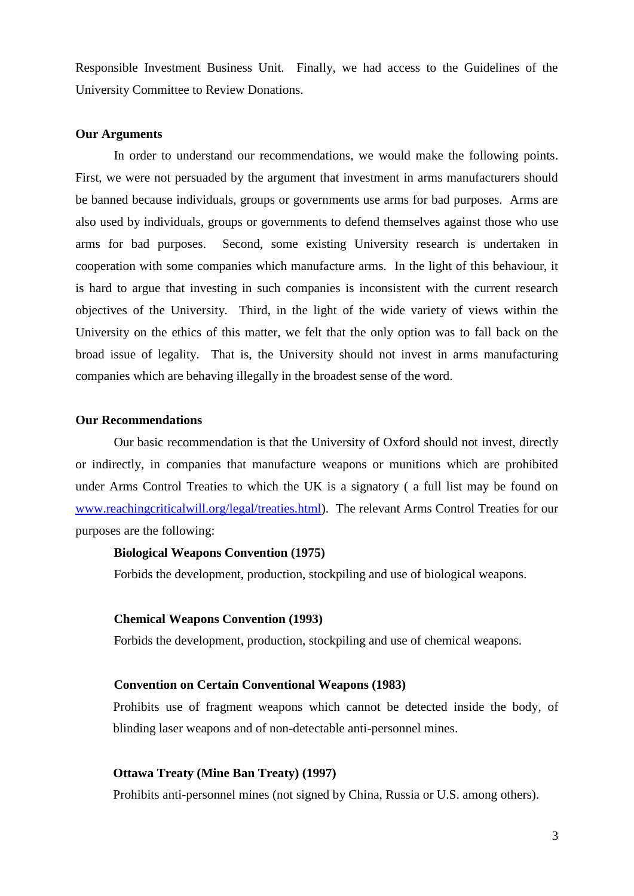Responsible Investment Business Unit. Finally, we had access to the Guidelines of the University Committee to Review Donations.

**Our Arguments**

In order to understand our recommendations, we would make the following points. First, we were not persuaded by the argument that investment in arms manufacturers should be banned because individuals, groups or governments use arms for bad purposes. Arms are also used by individuals, groups or governments to defend themselves against those who use arms for bad purposes. Second, some existing University research is undertaken in cooperation with some companies which manufacture arms. In the light of this behaviour, it is hard to argue that investing in such companies is inconsistent with the current research objectives of the University. Third, in the light of the wide variety of views within the University on the ethics of this matter, we felt that the only option was to fall back on the broad issue of legality. That is, the University should not invest in arms manufacturing companies which are behaving illegally in the broadest sense of the word.

**Our Recommendations**

Our basic recommendation is that the University of Oxford should not invest, directly or indirectly, in companies that manufacture weapons or munitions which are prohibited under Arms Control Treaties to which the UK is a signatory ( a full list may be found on [www.reachingcriticalwill.org/legal/treaties.html](www.reachingcriticalwill.org/legal/treaties.html)). The relevant Arms Control Treaties for our purposes are the following:

**Biological Weapons Convention (1975)**

Forbids the development, production, stockpiling and use of biological weapons.

**Chemical Weapons Convention (1993)**

Forbids the development, production, stockpiling and use of chemical weapons.

**Convention on Certain Conventional Weapons (1983)**

Prohibits use of fragment weapons which cannot be detected inside the body, of blinding laser weapons and of non-detectable anti-personnel mines.

**Ottawa Treaty (Mine Ban Treaty) (1997)**

Prohibits anti-personnel mines (not signed by China, Russia or U.S. among others).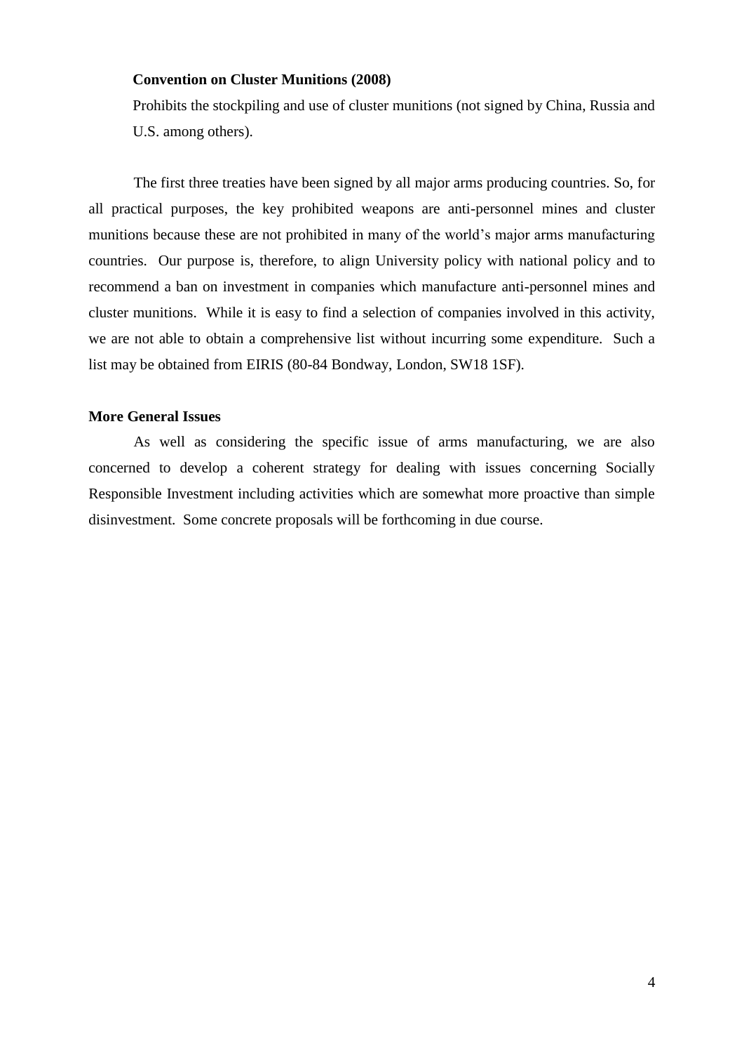**Convention on Cluster Munitions (2008)**

Prohibits the stockpiling and use of cluster munitions (not signed by China, Russia and U.S. among others).

The first three treaties have been signed by all major arms producing countries. So, for all practical purposes, the key prohibited weapons are anti-personnel mines and cluster munitions because these are not prohibited in many of the world's major arms manufacturing countries. Our purpose is, therefore, to align University policy with national policy and to recommend a ban on investment in companies which manufacture anti-personnel mines and cluster munitions. While it is easy to find a selection of companies involved in this activity, we are not able to obtain a comprehensive list without incurring some expenditure. Such a list may be obtained from EIRIS (80-84 Bondway, London, SW18 1SF).

**More General Issues**

As well as considering the specific issue of arms manufacturing, we are also concerned to develop a coherent strategy for dealing with issues concerning Socially Responsible Investment including activities which are somewhat more proactive than simple disinvestment. Some concrete proposals will be forthcoming in due course.